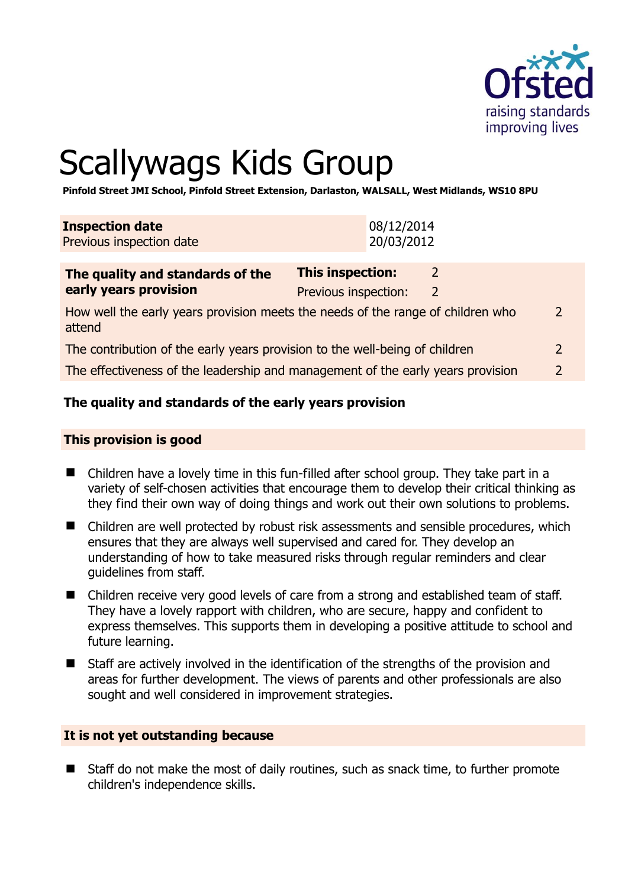# Scallywags Kids Group

**Pinfold Street JMI School, Pinfold Street Extension, Darlaston, WALSALL, West Midlands, WS10 8PU**

| **Inspection date** | 08/12/2014 |
|---|---|
| Previous inspection date | 20/03/2012 |

| **The quality and standards of the early years provision** | **This inspection:** | 2 |
|---|---|---|
| | Previous inspection: | 2 |
| How well the early years provision meets the needs of the range of children who attend | | 2 |
| The contribution of the early years provision to the well-being of children | | 2 |
| The effectiveness of the leadership and management of the early years provision | | 2 |

## The quality and standards of the early years provision

### This provision is good

- Children have a lovely time in this fun-filled after school group. They take part in a variety of self-chosen activities that encourage them to develop their critical thinking as they find their own way of doing things and work out their own solutions to problems.
- Children are well protected by robust risk assessments and sensible procedures, which ensures that they are always well supervised and cared for. They develop an understanding of how to take measured risks through regular reminders and clear guidelines from staff.
- Children receive very good levels of care from a strong and established team of staff. They have a lovely rapport with children, who are secure, happy and confident to express themselves. This supports them in developing a positive attitude to school and future learning.
- Staff are actively involved in the identification of the strengths of the provision and areas for further development. The views of parents and other professionals are also sought and well considered in improvement strategies.

### It is not yet outstanding because

- Staff do not make the most of daily routines, such as snack time, to further promote children's independence skills.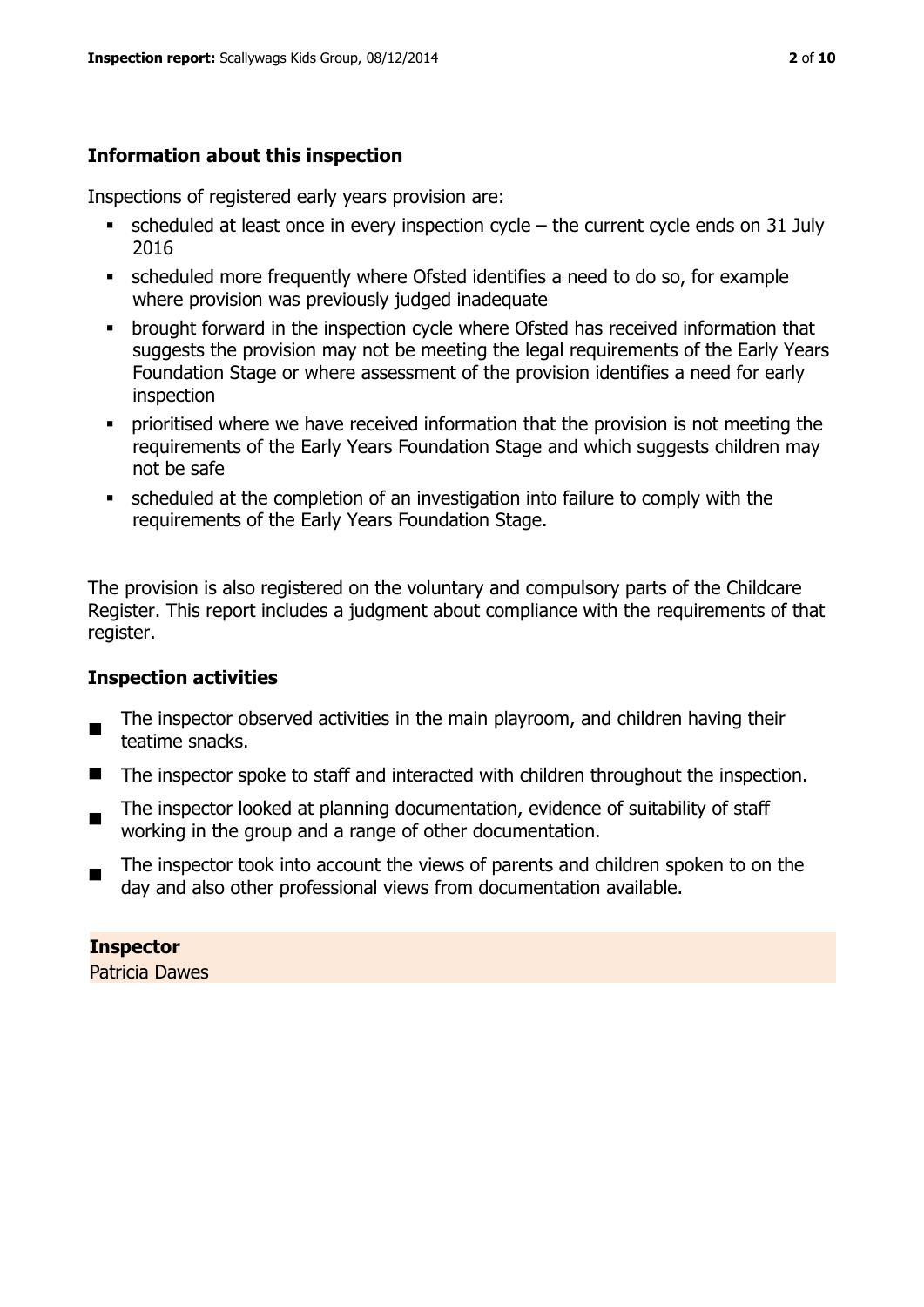## Information about this inspection

Inspections of registered early years provision are:

- scheduled at least once in every inspection cycle – the current cycle ends on 31 July 2016
- scheduled more frequently where Ofsted identifies a need to do so, for example where provision was previously judged inadequate
- brought forward in the inspection cycle where Ofsted has received information that suggests the provision may not be meeting the legal requirements of the Early Years Foundation Stage or where assessment of the provision identifies a need for early inspection
- prioritised where we have received information that the provision is not meeting the requirements of the Early Years Foundation Stage and which suggests children may not be safe
- scheduled at the completion of an investigation into failure to comply with the requirements of the Early Years Foundation Stage.

The provision is also registered on the voluntary and compulsory parts of the Childcare Register. This report includes a judgment about compliance with the requirements of that register.

## Inspection activities

- The inspector observed activities in the main playroom, and children having their teatime snacks.
- The inspector spoke to staff and interacted with children throughout the inspection.
- The inspector looked at planning documentation, evidence of suitability of staff working in the group and a range of other documentation.
- The inspector took into account the views of parents and children spoken to on the day and also other professional views from documentation available.

**Inspector**
Patricia Dawes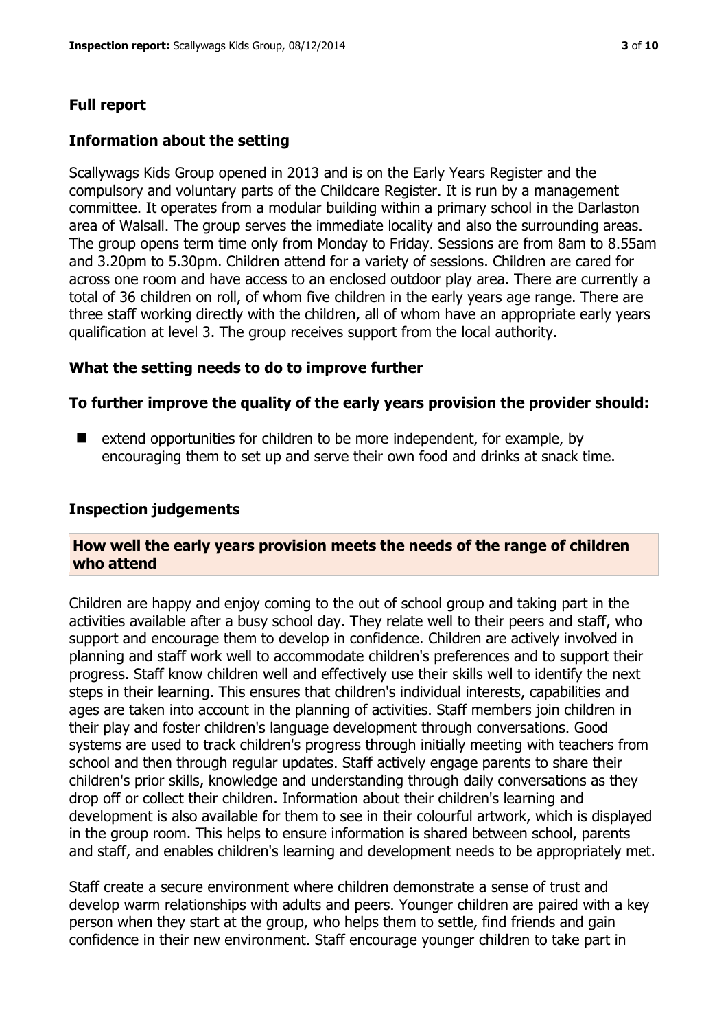## Full report

### Information about the setting

Scallywags Kids Group opened in 2013 and is on the Early Years Register and the compulsory and voluntary parts of the Childcare Register. It is run by a management committee. It operates from a modular building within a primary school in the Darlaston area of Walsall. The group serves the immediate locality and also the surrounding areas. The group opens term time only from Monday to Friday. Sessions are from 8am to 8.55am and 3.20pm to 5.30pm. Children attend for a variety of sessions. Children are cared for across one room and have access to an enclosed outdoor play area. There are currently a total of 36 children on roll, of whom five children in the early years age range. There are three staff working directly with the children, all of whom have an appropriate early years qualification at level 3. The group receives support from the local authority.

### What the setting needs to do to improve further

#### To further improve the quality of the early years provision the provider should:

- extend opportunities for children to be more independent, for example, by encouraging them to set up and serve their own food and drinks at snack time.

### Inspection judgements

#### How well the early years provision meets the needs of the range of children who attend

Children are happy and enjoy coming to the out of school group and taking part in the activities available after a busy school day. They relate well to their peers and staff, who support and encourage them to develop in confidence. Children are actively involved in planning and staff work well to accommodate children's preferences and to support their progress. Staff know children well and effectively use their skills well to identify the next steps in their learning. This ensures that children's individual interests, capabilities and ages are taken into account in the planning of activities. Staff members join children in their play and foster children's language development through conversations. Good systems are used to track children's progress through initially meeting with teachers from school and then through regular updates. Staff actively engage parents to share their children's prior skills, knowledge and understanding through daily conversations as they drop off or collect their children. Information about their children's learning and development is also available for them to see in their colourful artwork, which is displayed in the group room. This helps to ensure information is shared between school, parents and staff, and enables children's learning and development needs to be appropriately met.

Staff create a secure environment where children demonstrate a sense of trust and develop warm relationships with adults and peers. Younger children are paired with a key person when they start at the group, who helps them to settle, find friends and gain confidence in their new environment. Staff encourage younger children to take part in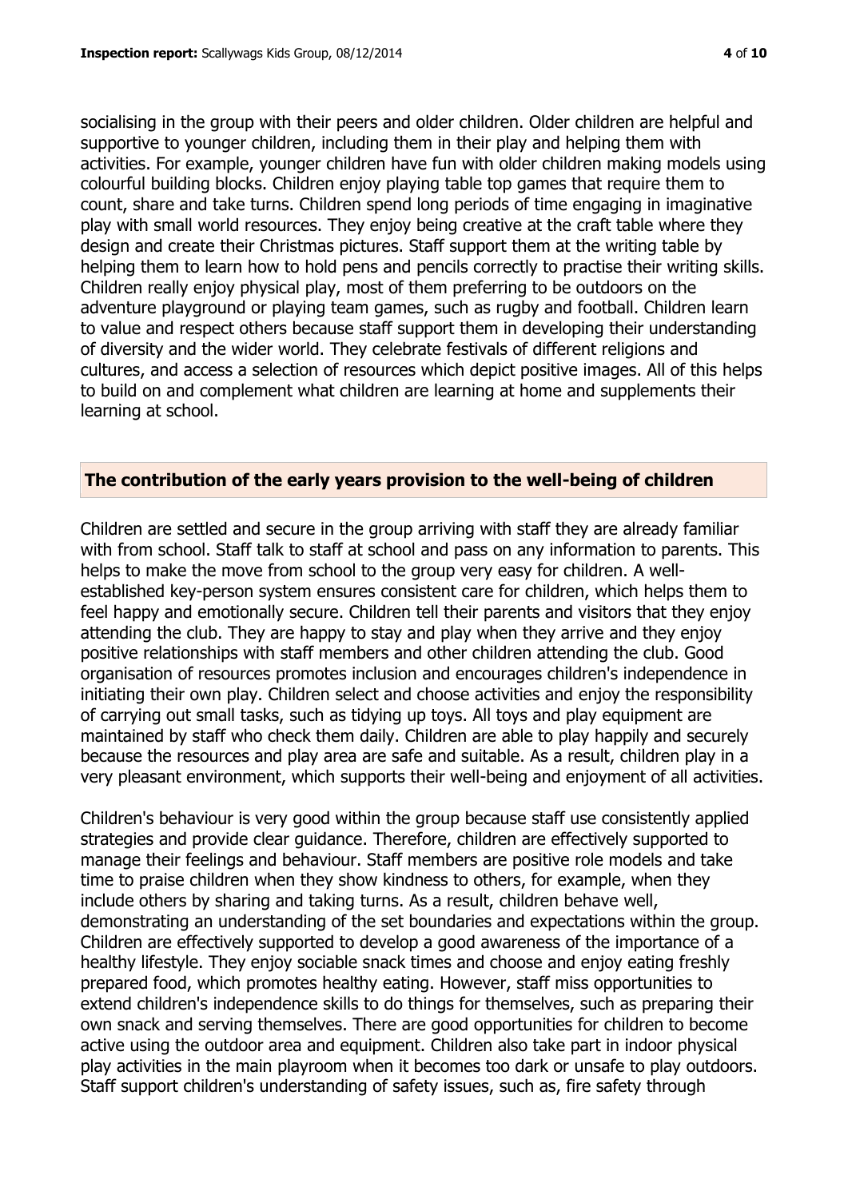socialising in the group with their peers and older children. Older children are helpful and supportive to younger children, including them in their play and helping them with activities. For example, younger children have fun with older children making models using colourful building blocks. Children enjoy playing table top games that require them to count, share and take turns. Children spend long periods of time engaging in imaginative play with small world resources. They enjoy being creative at the craft table where they design and create their Christmas pictures. Staff support them at the writing table by helping them to learn how to hold pens and pencils correctly to practise their writing skills. Children really enjoy physical play, most of them preferring to be outdoors on the adventure playground or playing team games, such as rugby and football. Children learn to value and respect others because staff support them in developing their understanding of diversity and the wider world. They celebrate festivals of different religions and cultures, and access a selection of resources which depict positive images. All of this helps to build on and complement what children are learning at home and supplements their learning at school.

## The contribution of the early years provision to the well-being of children

Children are settled and secure in the group arriving with staff they are already familiar with from school. Staff talk to staff at school and pass on any information to parents. This helps to make the move from school to the group very easy for children. A well-established key-person system ensures consistent care for children, which helps them to feel happy and emotionally secure. Children tell their parents and visitors that they enjoy attending the club. They are happy to stay and play when they arrive and they enjoy positive relationships with staff members and other children attending the club. Good organisation of resources promotes inclusion and encourages children's independence in initiating their own play. Children select and choose activities and enjoy the responsibility of carrying out small tasks, such as tidying up toys. All toys and play equipment are maintained by staff who check them daily. Children are able to play happily and securely because the resources and play area are safe and suitable. As a result, children play in a very pleasant environment, which supports their well-being and enjoyment of all activities.

Children's behaviour is very good within the group because staff use consistently applied strategies and provide clear guidance. Therefore, children are effectively supported to manage their feelings and behaviour. Staff members are positive role models and take time to praise children when they show kindness to others, for example, when they include others by sharing and taking turns. As a result, children behave well, demonstrating an understanding of the set boundaries and expectations within the group. Children are effectively supported to develop a good awareness of the importance of a healthy lifestyle. They enjoy sociable snack times and choose and enjoy eating freshly prepared food, which promotes healthy eating. However, staff miss opportunities to extend children's independence skills to do things for themselves, such as preparing their own snack and serving themselves. There are good opportunities for children to become active using the outdoor area and equipment. Children also take part in indoor physical play activities in the main playroom when it becomes too dark or unsafe to play outdoors. Staff support children's understanding of safety issues, such as, fire safety through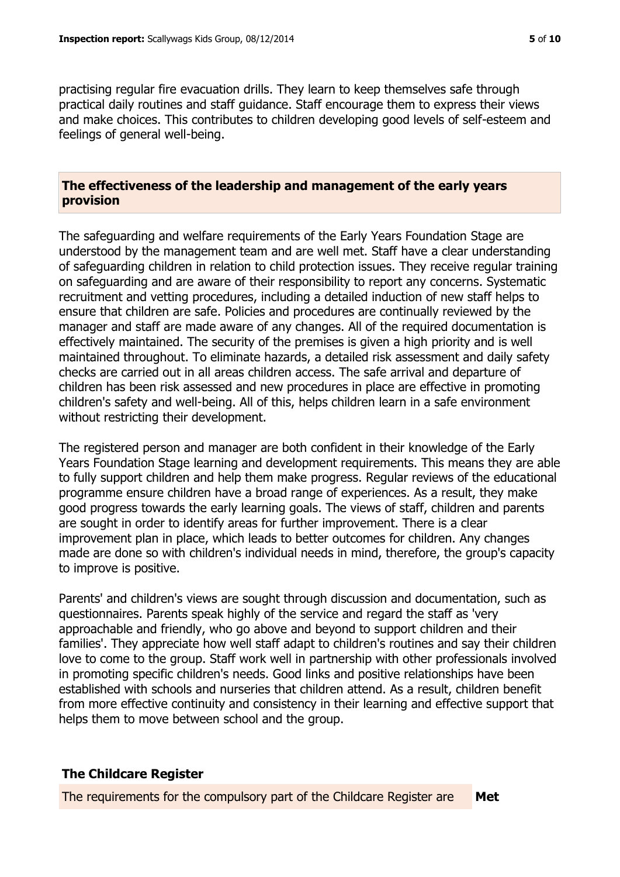practising regular fire evacuation drills. They learn to keep themselves safe through practical daily routines and staff guidance. Staff encourage them to express their views and make choices. This contributes to children developing good levels of self-esteem and feelings of general well-being.

## The effectiveness of the leadership and management of the early years provision

The safeguarding and welfare requirements of the Early Years Foundation Stage are understood by the management team and are well met. Staff have a clear understanding of safeguarding children in relation to child protection issues. They receive regular training on safeguarding and are aware of their responsibility to report any concerns. Systematic recruitment and vetting procedures, including a detailed induction of new staff helps to ensure that children are safe. Policies and procedures are continually reviewed by the manager and staff are made aware of any changes. All of the required documentation is effectively maintained. The security of the premises is given a high priority and is well maintained throughout. To eliminate hazards, a detailed risk assessment and daily safety checks are carried out in all areas children access. The safe arrival and departure of children has been risk assessed and new procedures in place are effective in promoting children's safety and well-being. All of this, helps children learn in a safe environment without restricting their development.

The registered person and manager are both confident in their knowledge of the Early Years Foundation Stage learning and development requirements. This means they are able to fully support children and help them make progress. Regular reviews of the educational programme ensure children have a broad range of experiences. As a result, they make good progress towards the early learning goals. The views of staff, children and parents are sought in order to identify areas for further improvement. There is a clear improvement plan in place, which leads to better outcomes for children. Any changes made are done so with children's individual needs in mind, therefore, the group's capacity to improve is positive.

Parents' and children's views are sought through discussion and documentation, such as questionnaires. Parents speak highly of the service and regard the staff as 'very approachable and friendly, who go above and beyond to support children and their families'. They appreciate how well staff adapt to children's routines and say their children love to come to the group. Staff work well in partnership with other professionals involved in promoting specific children's needs. Good links and positive relationships have been established with schools and nurseries that children attend. As a result, children benefit from more effective continuity and consistency in their learning and effective support that helps them to move between school and the group.

## The Childcare Register

| The requirements for the compulsory part of the Childcare Register are | **Met** |
|---|---|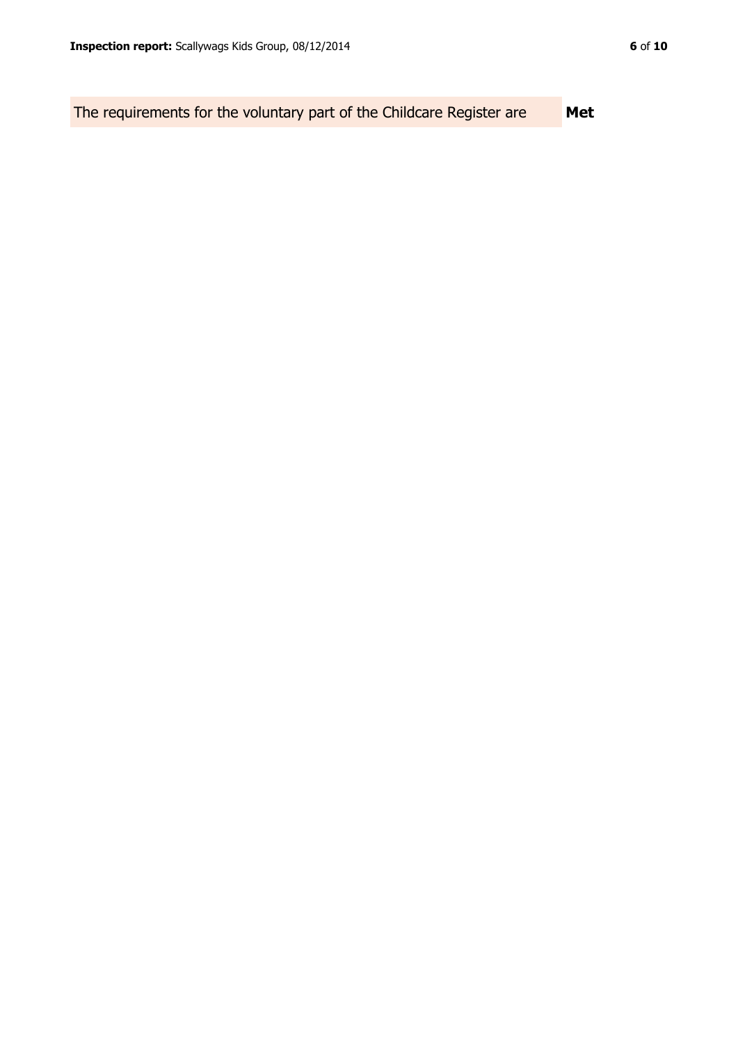| The requirements for the voluntary part of the Childcare Register are | **Met** |
| --- | --- |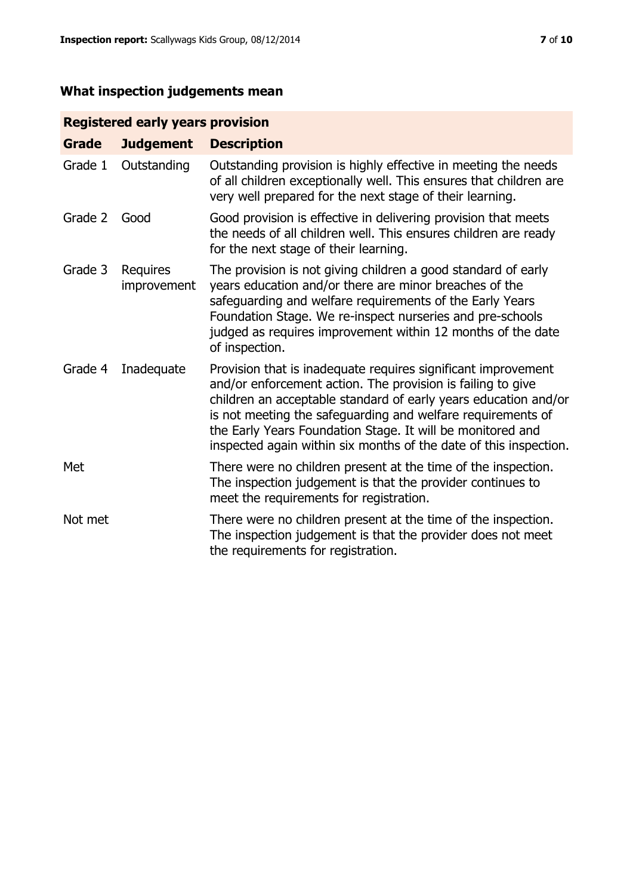## What inspection judgements mean

| Registered early years provision | | |
|---|---|---|
| **Grade** | **Judgement** | **Description** |
| Grade 1 | Outstanding | Outstanding provision is highly effective in meeting the needs of all children exceptionally well. This ensures that children are very well prepared for the next stage of their learning. |
| Grade 2 | Good | Good provision is effective in delivering provision that meets the needs of all children well. This ensures children are ready for the next stage of their learning. |
| Grade 3 | Requires improvement | The provision is not giving children a good standard of early years education and/or there are minor breaches of the safeguarding and welfare requirements of the Early Years Foundation Stage. We re-inspect nurseries and pre-schools judged as requires improvement within 12 months of the date of inspection. |
| Grade 4 | Inadequate | Provision that is inadequate requires significant improvement and/or enforcement action. The provision is failing to give children an acceptable standard of early years education and/or is not meeting the safeguarding and welfare requirements of the Early Years Foundation Stage. It will be monitored and inspected again within six months of the date of this inspection. |
| Met | | There were no children present at the time of the inspection. The inspection judgement is that the provider continues to meet the requirements for registration. |
| Not met | | There were no children present at the time of the inspection. The inspection judgement is that the provider does not meet the requirements for registration. |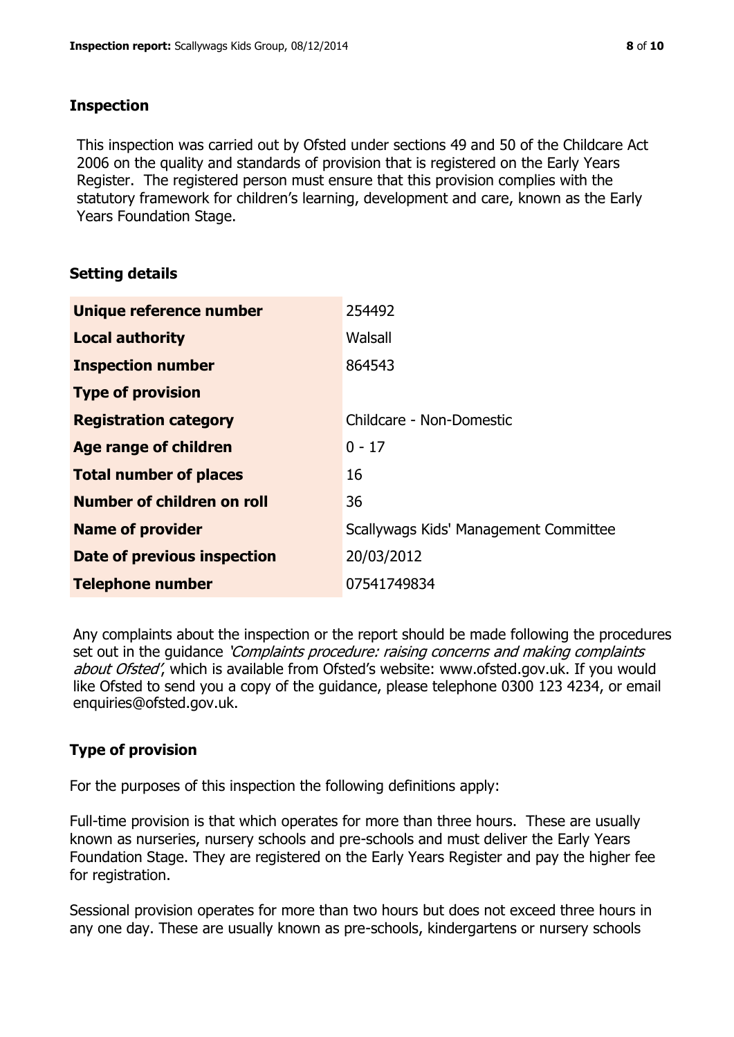## Inspection

This inspection was carried out by Ofsted under sections 49 and 50 of the Childcare Act 2006 on the quality and standards of provision that is registered on the Early Years Register. The registered person must ensure that this provision complies with the statutory framework for children's learning, development and care, known as the Early Years Foundation Stage.

## Setting details

| | |
|---|---|
| **Unique reference number** | 254492 |
| **Local authority** | Walsall |
| **Inspection number** | 864543 |
| **Type of provision** | |
| **Registration category** | Childcare - Non-Domestic |
| **Age range of children** | 0 - 17 |
| **Total number of places** | 16 |
| **Number of children on roll** | 36 |
| **Name of provider** | Scallywags Kids' Management Committee |
| **Date of previous inspection** | 20/03/2012 |
| **Telephone number** | 07541749834 |

Any complaints about the inspection or the report should be made following the procedures set out in the guidance *'Complaints procedure: raising concerns and making complaints about Ofsted'*, which is available from Ofsted's website: www.ofsted.gov.uk. If you would like Ofsted to send you a copy of the guidance, please telephone 0300 123 4234, or email enquiries@ofsted.gov.uk.

## Type of provision

For the purposes of this inspection the following definitions apply:

Full-time provision is that which operates for more than three hours. These are usually known as nurseries, nursery schools and pre-schools and must deliver the Early Years Foundation Stage. They are registered on the Early Years Register and pay the higher fee for registration.

Sessional provision operates for more than two hours but does not exceed three hours in any one day. These are usually known as pre-schools, kindergartens or nursery schools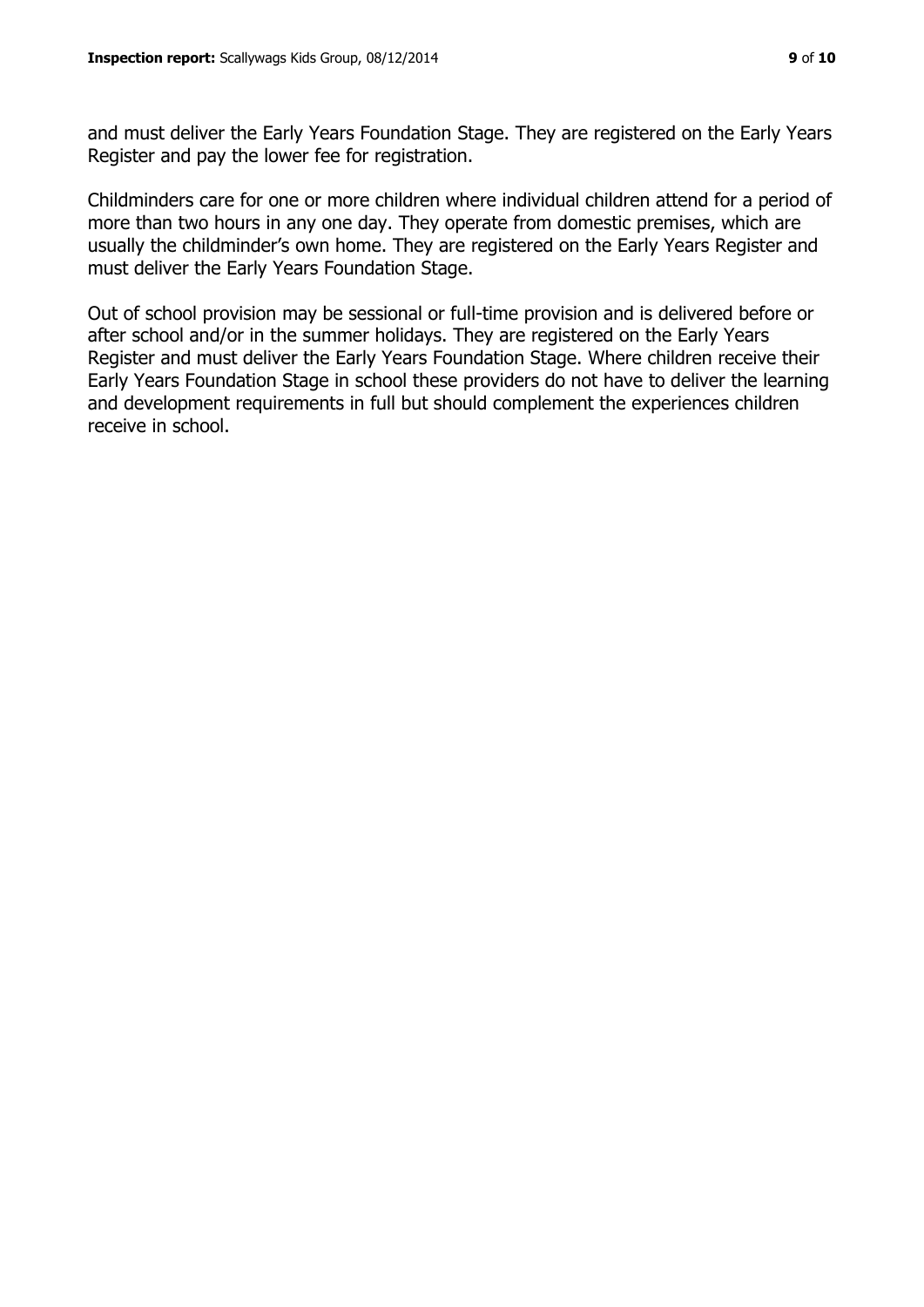and must deliver the Early Years Foundation Stage. They are registered on the Early Years Register and pay the lower fee for registration.

Childminders care for one or more children where individual children attend for a period of more than two hours in any one day. They operate from domestic premises, which are usually the childminder's own home. They are registered on the Early Years Register and must deliver the Early Years Foundation Stage.

Out of school provision may be sessional or full-time provision and is delivered before or after school and/or in the summer holidays. They are registered on the Early Years Register and must deliver the Early Years Foundation Stage. Where children receive their Early Years Foundation Stage in school these providers do not have to deliver the learning and development requirements in full but should complement the experiences children receive in school.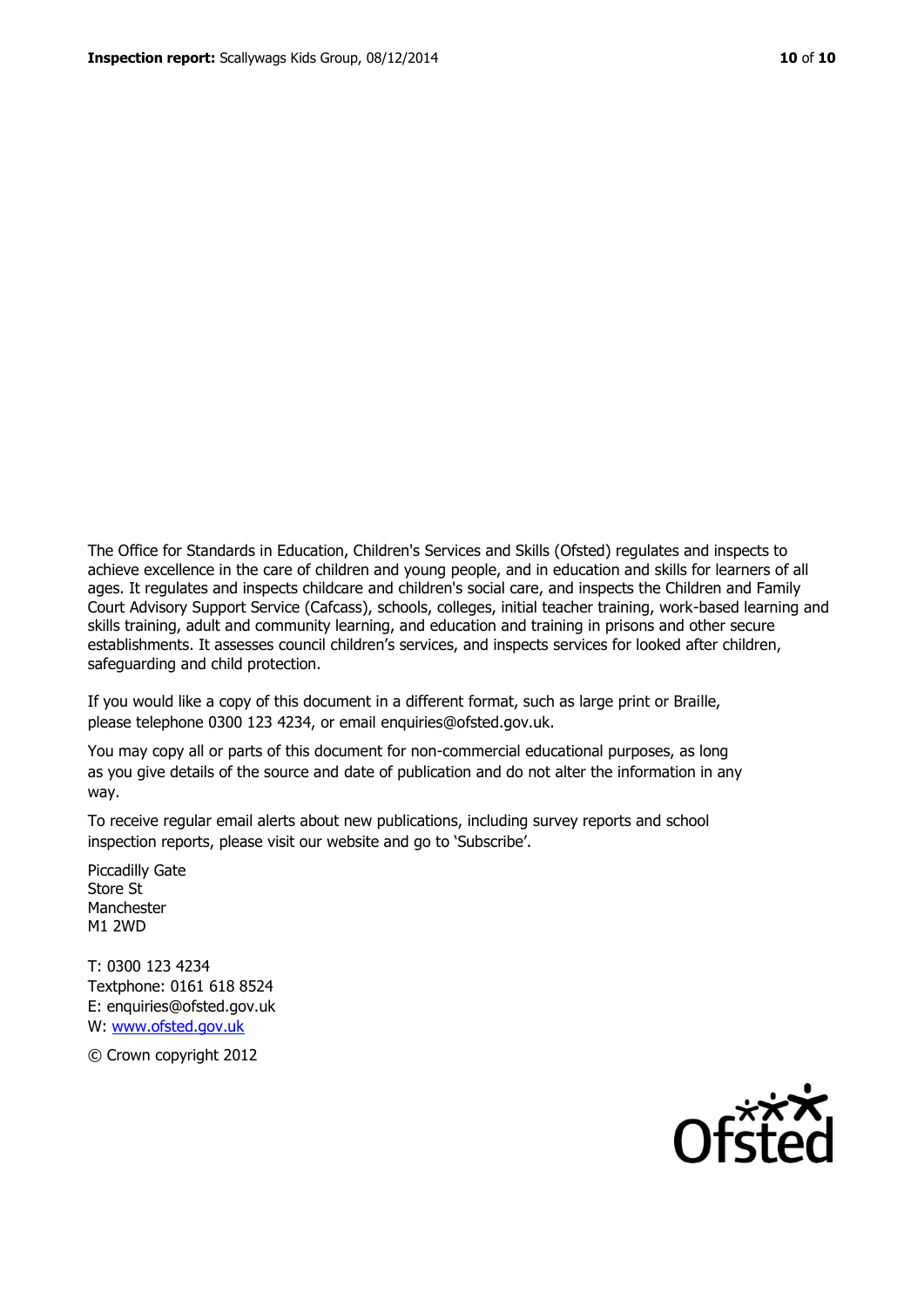The Office for Standards in Education, Children's Services and Skills (Ofsted) regulates and inspects to achieve excellence in the care of children and young people, and in education and skills for learners of all ages. It regulates and inspects childcare and children's social care, and inspects the Children and Family Court Advisory Support Service (Cafcass), schools, colleges, initial teacher training, work-based learning and skills training, adult and community learning, and education and training in prisons and other secure establishments. It assesses council children's services, and inspects services for looked after children, safeguarding and child protection.

If you would like a copy of this document in a different format, such as large print or Braille, please telephone 0300 123 4234, or email enquiries@ofsted.gov.uk.

You may copy all or parts of this document for non-commercial educational purposes, as long as you give details of the source and date of publication and do not alter the information in any way.

To receive regular email alerts about new publications, including survey reports and school inspection reports, please visit our website and go to 'Subscribe'.

Piccadilly Gate
Store St
Manchester
M1 2WD

T: 0300 123 4234
Textphone: 0161 618 8524
E: enquiries@ofsted.gov.uk
W: www.ofsted.gov.uk

© Crown copyright 2012

Ofsted